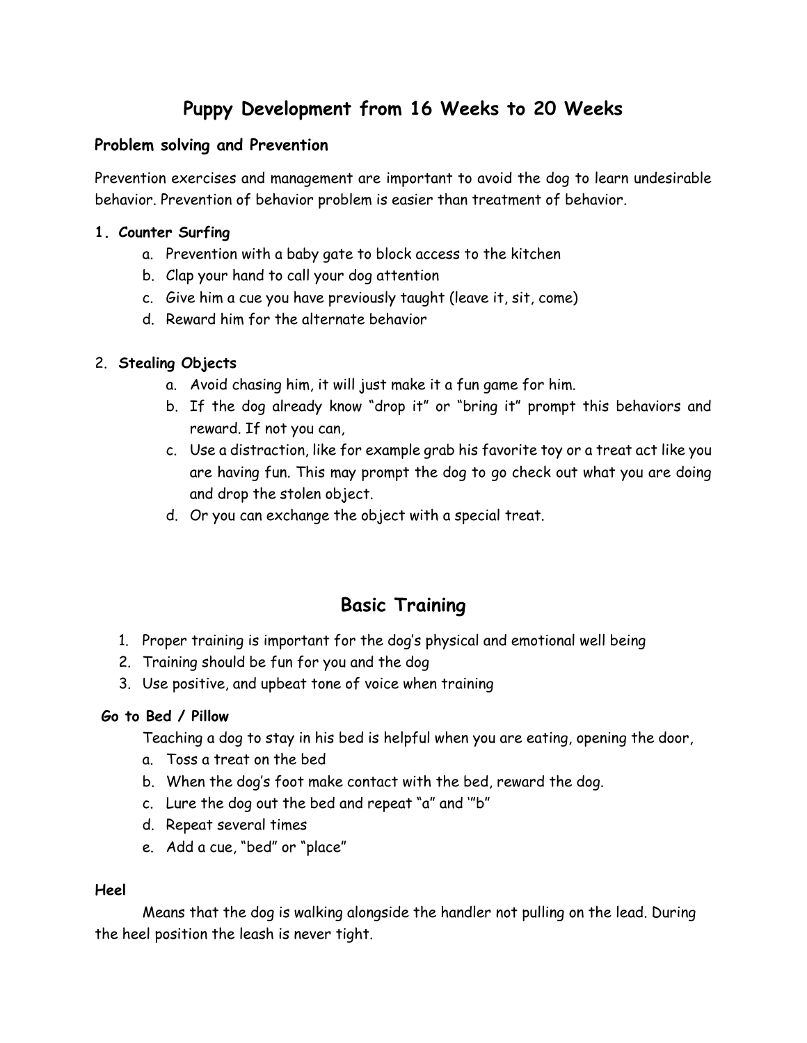# Puppy Development from 16 Weeks to 20 Weeks

### Problem solving and Prevention

Prevention exercises and management are important to avoid the dog to learn undesirable behavior. Prevention of behavior problem is easier than treatment of behavior.

1. **Counter Surfing**
   a. Prevention with a baby gate to block access to the kitchen
   b. Clap your hand to call your dog attention
   c. Give him a cue you have previously taught (leave it, sit, come)
   d. Reward him for the alternate behavior

2. **Stealing Objects**
   a. Avoid chasing him, it will just make it a fun game for him.
   b. If the dog already know "drop it" or "bring it" prompt this behaviors and reward. If not you can,
   c. Use a distraction, like for example grab his favorite toy or a treat act like you are having fun. This may prompt the dog to go check out what you are doing and drop the stolen object.
   d. Or you can exchange the object with a special treat.

# Basic Training

1. Proper training is important for the dog's physical and emotional well being
2. Training should be fun for you and the dog
3. Use positive, and upbeat tone of voice when training

**Go to Bed / Pillow**

Teaching a dog to stay in his bed is helpful when you are eating, opening the door,

a. Toss a treat on the bed
b. When the dog's foot make contact with the bed, reward the dog.
c. Lure the dog out the bed and repeat "a" and '"b"
d. Repeat several times
e. Add a cue, "bed" or "place"

**Heel**

Means that the dog is walking alongside the handler not pulling on the lead. During the heel position the leash is never tight.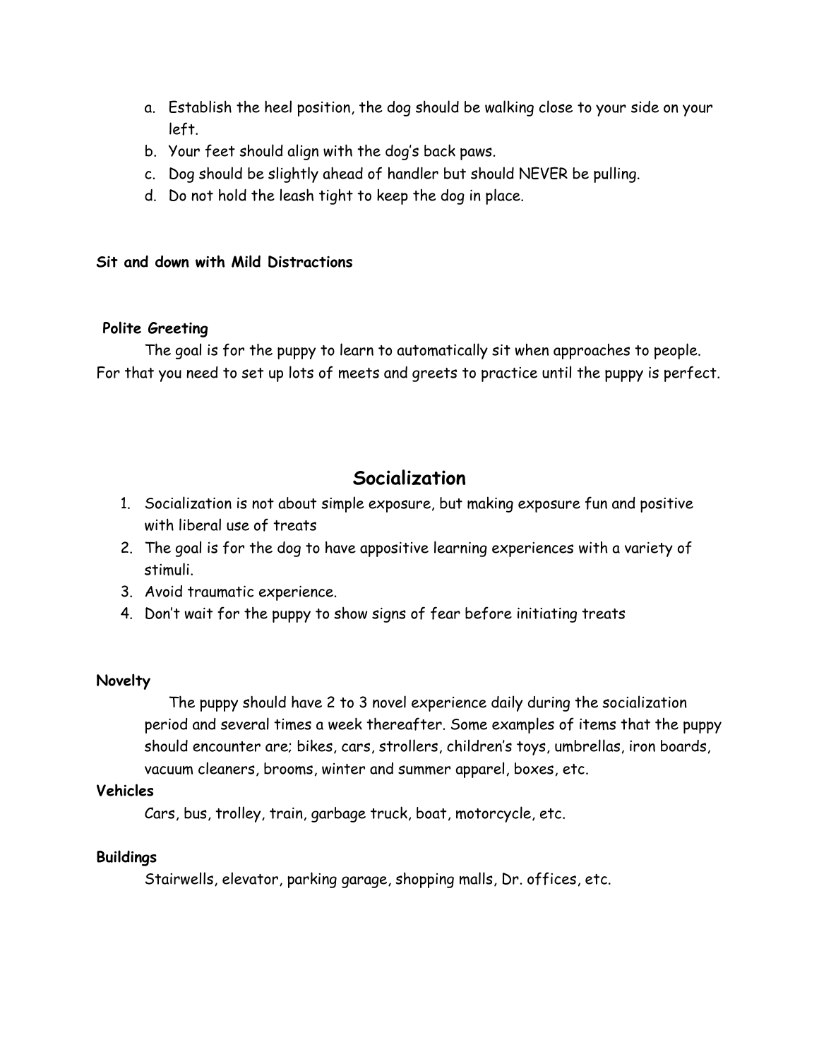a. Establish the heel position, the dog should be walking close to your side on your left.
b. Your feet should align with the dog's back paws.
c. Dog should be slightly ahead of handler but should NEVER be pulling.
d. Do not hold the leash tight to keep the dog in place.

**Sit and down with Mild Distractions**

**Polite Greeting**

The goal is for the puppy to learn to automatically sit when approaches to people. For that you need to set up lots of meets and greets to practice until the puppy is perfect.

## Socialization

1. Socialization is not about simple exposure, but making exposure fun and positive with liberal use of treats
2. The goal is for the dog to have appositive learning experiences with a variety of stimuli.
3. Avoid traumatic experience.
4. Don't wait for the puppy to show signs of fear before initiating treats

**Novelty**

The puppy should have 2 to 3 novel experience daily during the socialization period and several times a week thereafter. Some examples of items that the puppy should encounter are; bikes, cars, strollers, children's toys, umbrellas, iron boards, vacuum cleaners, brooms, winter and summer apparel, boxes, etc.

**Vehicles**

Cars, bus, trolley, train, garbage truck, boat, motorcycle, etc.

**Buildings**

Stairwells, elevator, parking garage, shopping malls, Dr. offices, etc.